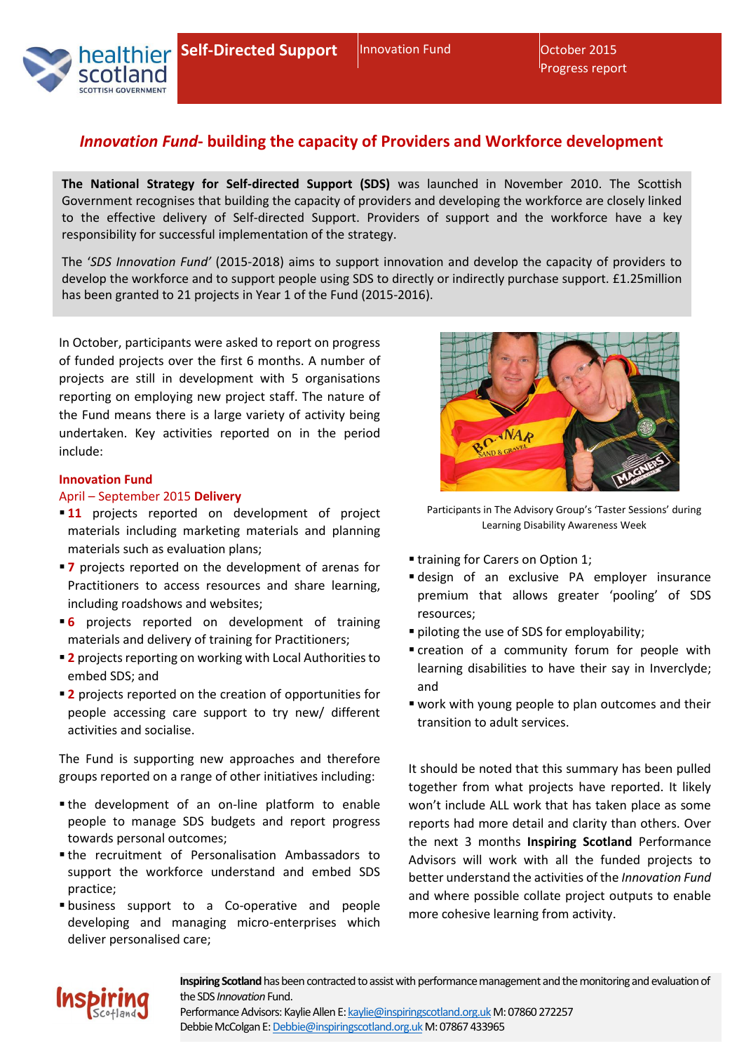Self-Directed Support | Innovation Fund | October 2015 Progress report

# *Innovation Fund*- building the capacity of Providers and Workforce development

**The National Strategy for Self-directed Support (SDS)** was launched in November 2010. The Scottish Government recognises that building the capacity of providers and developing the workforce are closely linked to the effective delivery of Self-directed Support. Providers of support and the workforce have a key responsibility for successful implementation of the strategy.

The '*SDS Innovation Fund*' (2015-2018) aims to support innovation and develop the capacity of providers to develop the workforce and to support people using SDS to directly or indirectly purchase support. £1.25million has been granted to 21 projects in Year 1 of the Fund (2015-2016).

In October, participants were asked to report on progress of funded projects over the first 6 months. A number of projects are still in development with 5 organisations reporting on employing new project staff. The nature of the Fund means there is a large variety of activity being undertaken. Key activities reported on in the period include:

## Innovation Fund

### April – September 2015 **Delivery**

- **11** projects reported on development of project materials including marketing materials and planning materials such as evaluation plans;
- **7** projects reported on the development of arenas for Practitioners to access resources and share learning, including roadshows and websites;
- **6** projects reported on development of training materials and delivery of training for Practitioners;
- **2** projects reporting on working with Local Authorities to embed SDS; and
- **2** projects reported on the creation of opportunities for people accessing care support to try new/ different activities and socialise.

The Fund is supporting new approaches and therefore groups reported on a range of other initiatives including:

- the development of an on-line platform to enable people to manage SDS budgets and report progress towards personal outcomes;
- the recruitment of Personalisation Ambassadors to support the workforce understand and embed SDS practice;
- business support to a Co-operative and people developing and managing micro-enterprises which deliver personalised care;
- training for Carers on Option 1;
- design of an exclusive PA employer insurance premium that allows greater 'pooling' of SDS resources;
- piloting the use of SDS for employability;
- creation of a community forum for people with learning disabilities to have their say in Inverclyde; and
- work with young people to plan outcomes and their transition to adult services.

Participants in The Advisory Group's 'Taster Sessions' during Learning Disability Awareness Week

It should be noted that this summary has been pulled together from what projects have reported. It likely won't include ALL work that has taken place as some reports had more detail and clarity than others. Over the next 3 months **Inspiring Scotland** Performance Advisors will work with all the funded projects to better understand the activities of the *Innovation Fund* and where possible collate project outputs to enable more cohesive learning from activity.

**Inspiring Scotland** has been contracted to assist with performance management and the monitoring and evaluation of the SDS *Innovation* Fund.
Performance Advisors: Kaylie Allen E: kaylie@inspiringscotland.org.uk M: 07860 272257
Debbie McColgan E: Debbie@inspiringscotland.org.uk M: 07867 433965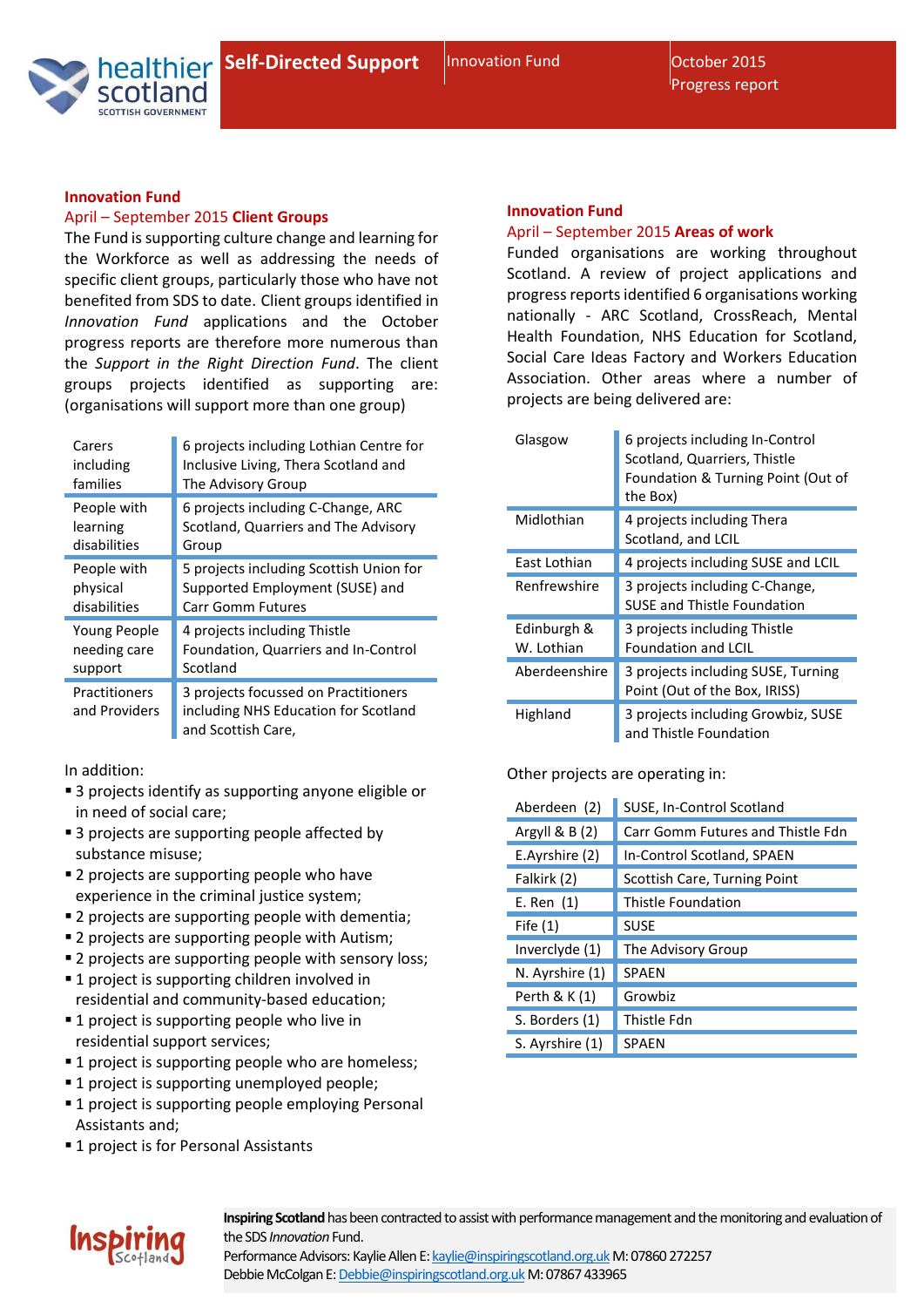**Innovation Fund**
April – September 2015 **Client Groups**

The Fund is supporting culture change and learning for the Workforce as well as addressing the needs of specific client groups, particularly those who have not benefited from SDS to date. Client groups identified in *Innovation Fund* applications and the October progress reports are therefore more numerous than the *Support in the Right Direction Fund*. The client groups projects identified as supporting are: (organisations will support more than one group)

| | |
|---|---|
| Carers including families | 6 projects including Lothian Centre for Inclusive Living, Thera Scotland and The Advisory Group |
| People with learning disabilities | 6 projects including C-Change, ARC Scotland, Quarriers and The Advisory Group |
| People with physical disabilities | 5 projects including Scottish Union for Supported Employment (SUSE) and Carr Gomm Futures |
| Young People needing care support | 4 projects including Thistle Foundation, Quarriers and In-Control Scotland |
| Practitioners and Providers | 3 projects focussed on Practitioners including NHS Education for Scotland and Scottish Care, |

In addition:

- 3 projects identify as supporting anyone eligible or in need of social care;
- 3 projects are supporting people affected by substance misuse;
- 2 projects are supporting people who have experience in the criminal justice system;
- 2 projects are supporting people with dementia;
- 2 projects are supporting people with Autism;
- 2 projects are supporting people with sensory loss;
- 1 project is supporting children involved in residential and community-based education;
- 1 project is supporting people who live in residential support services;
- 1 project is supporting people who are homeless;
- 1 project is supporting unemployed people;
- 1 project is supporting people employing Personal Assistants and;
- 1 project is for Personal Assistants

**Innovation Fund**
April – September 2015 **Areas of work**

Funded organisations are working throughout Scotland. A review of project applications and progress reports identified 6 organisations working nationally - ARC Scotland, CrossReach, Mental Health Foundation, NHS Education for Scotland, Social Care Ideas Factory and Workers Education Association. Other areas where a number of projects are being delivered are:

| | |
|---|---|
| Glasgow | 6 projects including In-Control Scotland, Quarriers, Thistle Foundation & Turning Point (Out of the Box) |
| Midlothian | 4 projects including Thera Scotland, and LCIL |
| East Lothian | 4 projects including SUSE and LCIL |
| Renfrewshire | 3 projects including C-Change, SUSE and Thistle Foundation |
| Edinburgh & W. Lothian | 3 projects including Thistle Foundation and LCIL |
| Aberdeenshire | 3 projects including SUSE, Turning Point (Out of the Box, IRISS) |
| Highland | 3 projects including Growbiz, SUSE and Thistle Foundation |

Other projects are operating in:

| | |
|---|---|
| Aberdeen (2) | SUSE, In-Control Scotland |
| Argyll & B (2) | Carr Gomm Futures and Thistle Fdn |
| E.Ayrshire (2) | In-Control Scotland, SPAEN |
| Falkirk (2) | Scottish Care, Turning Point |
| E. Ren (1) | Thistle Foundation |
| Fife (1) | SUSE |
| Inverclyde (1) | The Advisory Group |
| N. Ayrshire (1) | SPAEN |
| Perth & K (1) | Growbiz |
| S. Borders (1) | Thistle Fdn |
| S. Ayrshire (1) | SPAEN |

**Inspiring Scotland** has been contracted to assist with performance management and the monitoring and evaluation of the SDS *Innovation* Fund.
Performance Advisors: Kaylie Allen E: kaylie@inspiringscotland.org.uk M: 07860 272257
Debbie McColgan E: Debbie@inspiringscotland.org.uk M: 07867 433965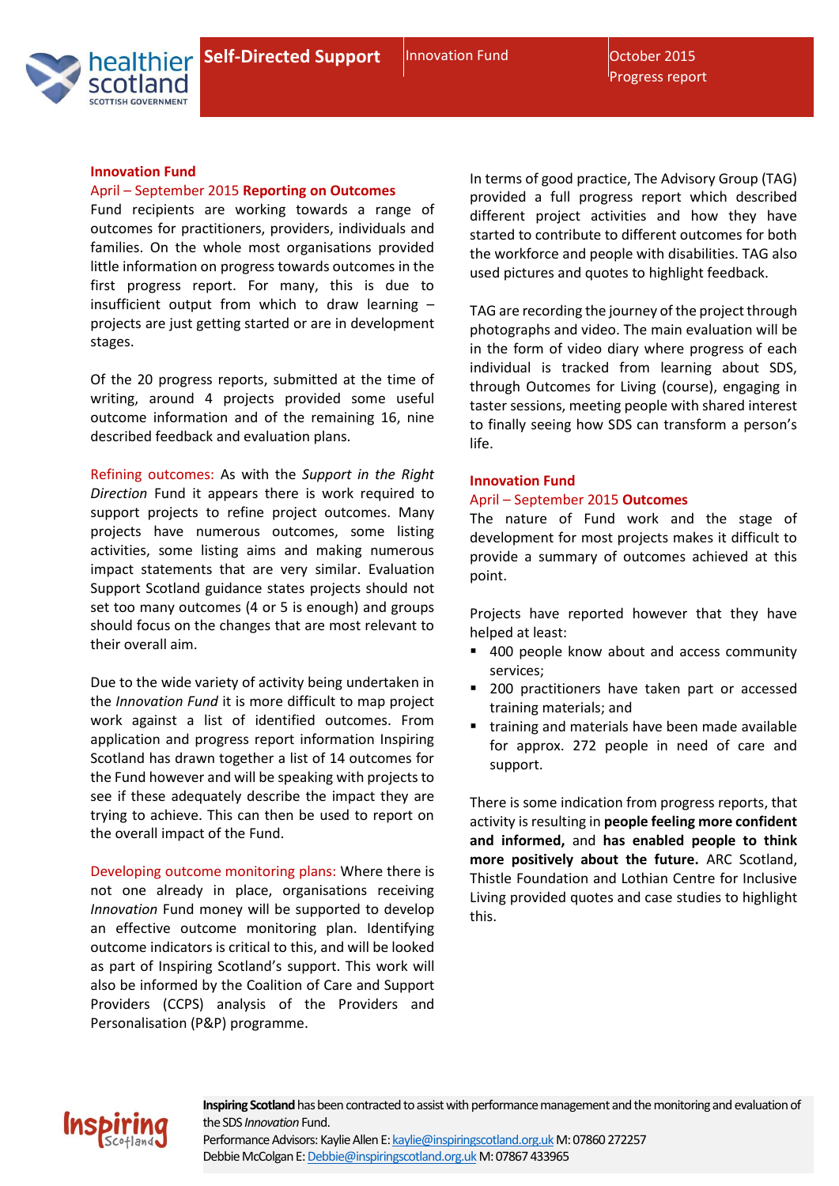## Innovation Fund

### April – September 2015 Reporting on Outcomes

Fund recipients are working towards a range of outcomes for practitioners, providers, individuals and families. On the whole most organisations provided little information on progress towards outcomes in the first progress report. For many, this is due to insufficient output from which to draw learning – projects are just getting started or are in development stages.

Of the 20 progress reports, submitted at the time of writing, around 4 projects provided some useful outcome information and of the remaining 16, nine described feedback and evaluation plans.

Refining outcomes: As with the *Support in the Right Direction* Fund it appears there is work required to support projects to refine project outcomes. Many projects have numerous outcomes, some listing activities, some listing aims and making numerous impact statements that are very similar. Evaluation Support Scotland guidance states projects should not set too many outcomes (4 or 5 is enough) and groups should focus on the changes that are most relevant to their overall aim.

Due to the wide variety of activity being undertaken in the *Innovation Fund* it is more difficult to map project work against a list of identified outcomes. From application and progress report information Inspiring Scotland has drawn together a list of 14 outcomes for the Fund however and will be speaking with projects to see if these adequately describe the impact they are trying to achieve. This can then be used to report on the overall impact of the Fund.

Developing outcome monitoring plans: Where there is not one already in place, organisations receiving *Innovation* Fund money will be supported to develop an effective outcome monitoring plan. Identifying outcome indicators is critical to this, and will be looked as part of Inspiring Scotland's support. This work will also be informed by the Coalition of Care and Support Providers (CCPS) analysis of the Providers and Personalisation (P&P) programme.

In terms of good practice, The Advisory Group (TAG) provided a full progress report which described different project activities and how they have started to contribute to different outcomes for both the workforce and people with disabilities. TAG also used pictures and quotes to highlight feedback.

TAG are recording the journey of the project through photographs and video. The main evaluation will be in the form of video diary where progress of each individual is tracked from learning about SDS, through Outcomes for Living (course), engaging in taster sessions, meeting people with shared interest to finally seeing how SDS can transform a person's life.

## Innovation Fund

### April – September 2015 Outcomes

The nature of Fund work and the stage of development for most projects makes it difficult to provide a summary of outcomes achieved at this point.

Projects have reported however that they have helped at least:

- 400 people know about and access community services;
- 200 practitioners have taken part or accessed training materials; and
- training and materials have been made available for approx. 272 people in need of care and support.

There is some indication from progress reports, that activity is resulting in **people feeling more confident and informed,** and **has enabled people to think more positively about the future.** ARC Scotland, Thistle Foundation and Lothian Centre for Inclusive Living provided quotes and case studies to highlight this.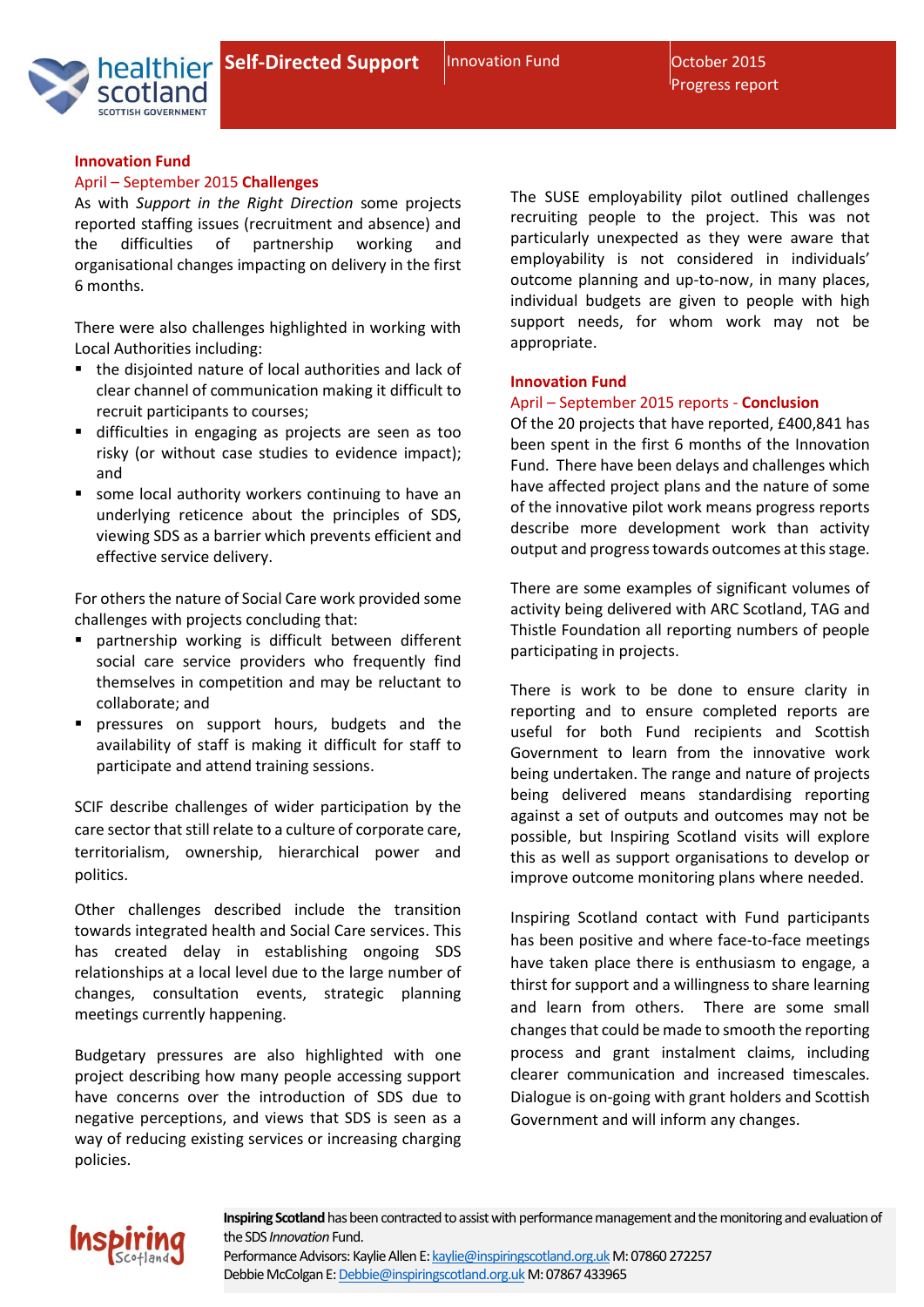**Innovation Fund**

April – September 2015 **Challenges**

As with *Support in the Right Direction* some projects reported staffing issues (recruitment and absence) and the difficulties of partnership working and organisational changes impacting on delivery in the first 6 months.

There were also challenges highlighted in working with Local Authorities including:

- the disjointed nature of local authorities and lack of clear channel of communication making it difficult to recruit participants to courses;
- difficulties in engaging as projects are seen as too risky (or without case studies to evidence impact); and
- some local authority workers continuing to have an underlying reticence about the principles of SDS, viewing SDS as a barrier which prevents efficient and effective service delivery.

For others the nature of Social Care work provided some challenges with projects concluding that:

- partnership working is difficult between different social care service providers who frequently find themselves in competition and may be reluctant to collaborate; and
- pressures on support hours, budgets and the availability of staff is making it difficult for staff to participate and attend training sessions.

SCIF describe challenges of wider participation by the care sector that still relate to a culture of corporate care, territorialism, ownership, hierarchical power and politics.

Other challenges described include the transition towards integrated health and Social Care services. This has created delay in establishing ongoing SDS relationships at a local level due to the large number of changes, consultation events, strategic planning meetings currently happening.

Budgetary pressures are also highlighted with one project describing how many people accessing support have concerns over the introduction of SDS due to negative perceptions, and views that SDS is seen as a way of reducing existing services or increasing charging policies.

The SUSE employability pilot outlined challenges recruiting people to the project. This was not particularly unexpected as they were aware that employability is not considered in individuals' outcome planning and up-to-now, in many places, individual budgets are given to people with high support needs, for whom work may not be appropriate.

**Innovation Fund**

April – September 2015 reports - **Conclusion**

Of the 20 projects that have reported, £400,841 has been spent in the first 6 months of the Innovation Fund. There have been delays and challenges which have affected project plans and the nature of some of the innovative pilot work means progress reports describe more development work than activity output and progress towards outcomes at this stage.

There are some examples of significant volumes of activity being delivered with ARC Scotland, TAG and Thistle Foundation all reporting numbers of people participating in projects.

There is work to be done to ensure clarity in reporting and to ensure completed reports are useful for both Fund recipients and Scottish Government to learn from the innovative work being undertaken. The range and nature of projects being delivered means standardising reporting against a set of outputs and outcomes may not be possible, but Inspiring Scotland visits will explore this as well as support organisations to develop or improve outcome monitoring plans where needed.

Inspiring Scotland contact with Fund participants has been positive and where face-to-face meetings have taken place there is enthusiasm to engage, a thirst for support and a willingness to share learning and learn from others. There are some small changes that could be made to smooth the reporting process and grant instalment claims, including clearer communication and increased timescales. Dialogue is on-going with grant holders and Scottish Government and will inform any changes.

**Inspiring Scotland** has been contracted to assist with performance management and the monitoring and evaluation of the SDS *Innovation* Fund.

Performance Advisors: Kaylie Allen E: kaylie@inspiringscotland.org.uk M: 07860 272257

Debbie McColgan E: Debbie@inspiringscotland.org.uk M: 07867 433965